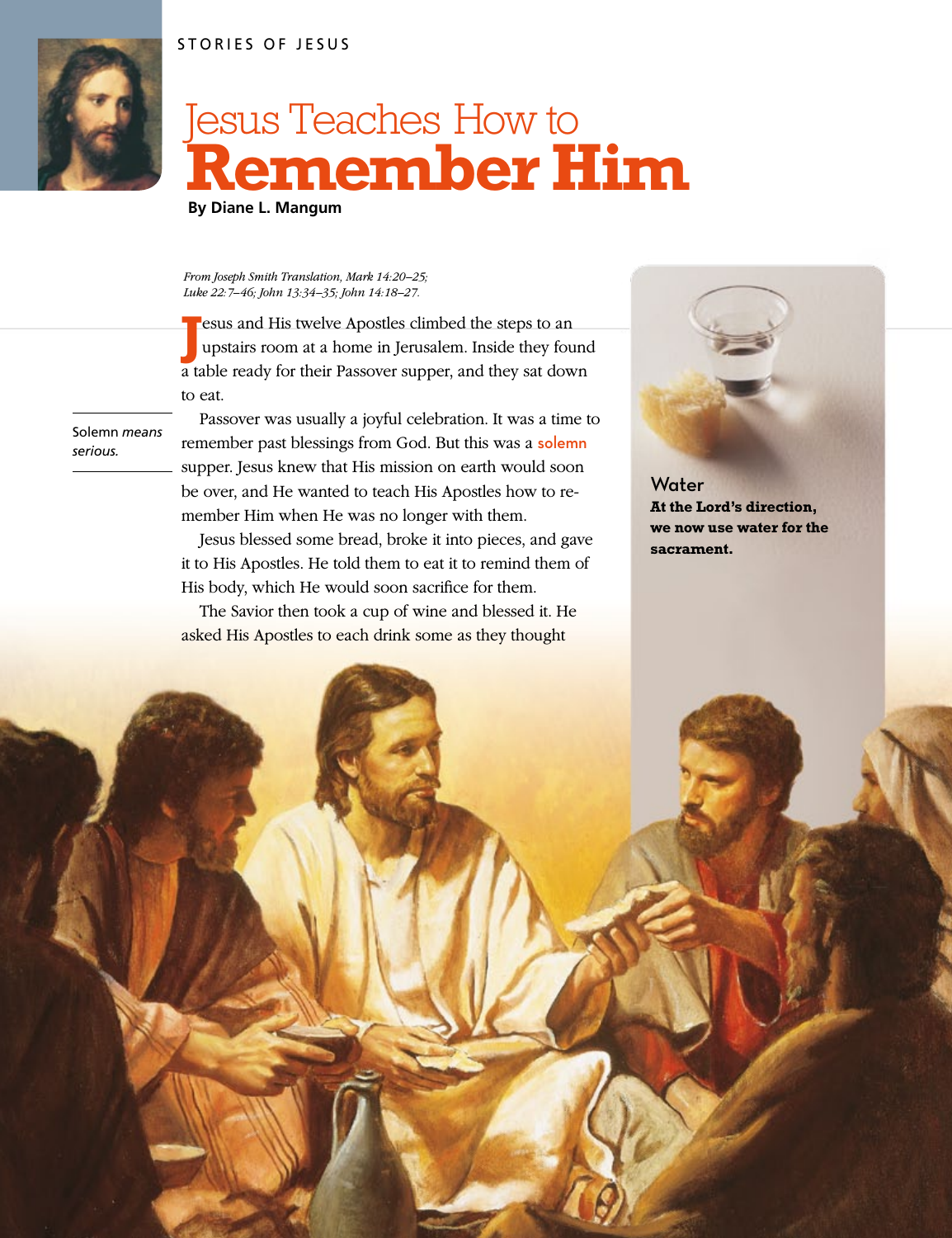STORIES OF JESUS

# Jesus Teaches How to **Remember Him**

**By Diane L. Mangum**

*From Joseph Smith Translation, Mark 14:20–25; Luke 22:7–46; John 13:34–35; John 14:18–27.*

Jesus and His twelve Apostles climbed the steps to an upstairs room at a home in Jerusalem. Inside they found a table ready for their Passover supper, and they sat down to eat.

Passover was usually a joyful celebration. It was a time to remember past blessings from God. But this was a solemn supper. Jesus knew that His mission on earth would soon be over, and He wanted to teach His Apostles how to remember Him when He was no longer with them.

Solemn *means serious.*

Jesus blessed some bread, broke it into pieces, and gave it to His Apostles. He told them to eat it to remind them of His body, which He would soon sacrifice for them.

The Savior then took a cup of wine and blessed it. He asked His Apostles to each drink some as they thought

**Water**

**At the Lord's direction, we now use water for the sacrament.**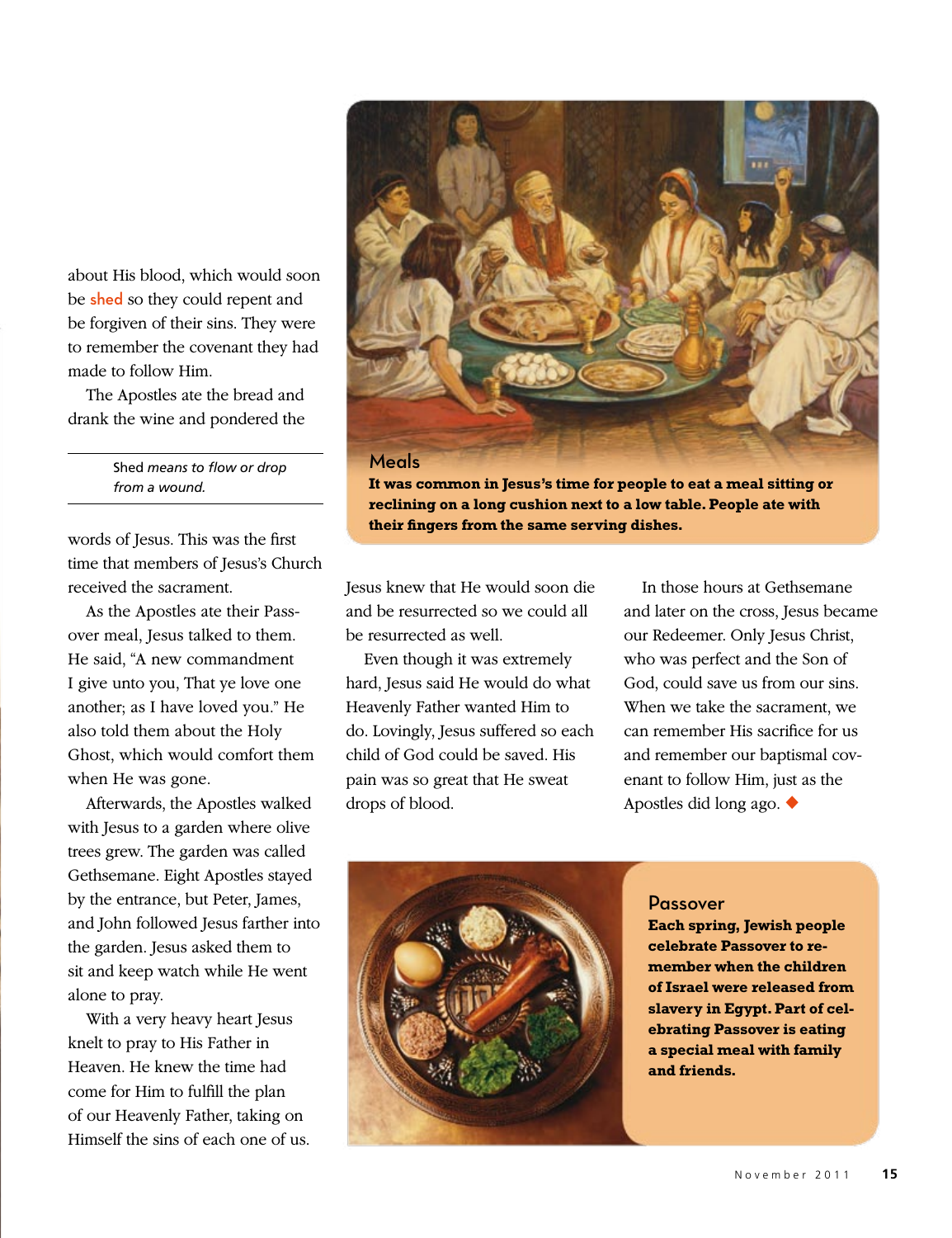about His blood, which would soon be **shed** so they could repent and be forgiven of their sins. They were to remember the covenant they had made to follow Him.

The Apostles ate the bread and drank the wine and pondered the words of Jesus. This was the first time that members of Jesus's Church received the sacrament.

Shed *means to flow or drop from a wound.*

As the Apostles ate their Passover meal, Jesus talked to them. He said, "A new commandment I give unto you, That ye love one another; as I have loved you." He also told them about the Holy Ghost, which would comfort them when He was gone.

Afterwards, the Apostles walked with Jesus to a garden where olive trees grew. The garden was called Gethsemane. Eight Apostles stayed by the entrance, but Peter, James, and John followed Jesus farther into the garden. Jesus asked them to sit and keep watch while He went alone to pray.

With a very heavy heart Jesus knelt to pray to His Father in Heaven. He knew the time had come for Him to fulfill the plan of our Heavenly Father, taking on Himself the sins of each one of us. Jesus knew that He would soon die and be resurrected so we could all be resurrected as well.

Even though it was extremely hard, Jesus said He would do what Heavenly Father wanted Him to do. Lovingly, Jesus suffered so each child of God could be saved. His pain was so great that He sweat drops of blood.

In those hours at Gethsemane and later on the cross, Jesus became our Redeemer. Only Jesus Christ, who was perfect and the Son of God, could save us from our sins. When we take the sacrament, we can remember His sacrifice for us and remember our baptismal covenant to follow Him, just as the Apostles did long ago. ◆

### Meals

**It was common in Jesus's time for people to eat a meal sitting or reclining on a long cushion next to a low table. People ate with their fingers from the same serving dishes.**

### Passover

**Each spring, Jewish people celebrate Passover to remember when the children of Israel were released from slavery in Egypt. Part of celebrating Passover is eating a special meal with family and friends.**